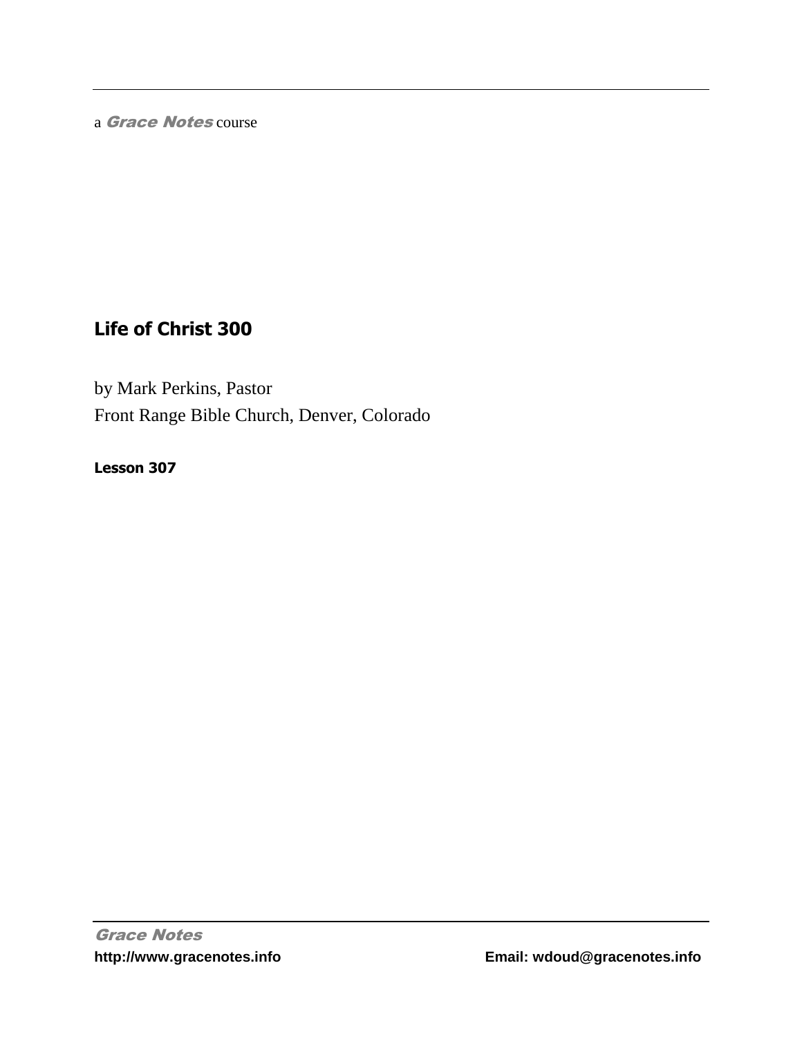a *Grace Notes* course

# Life of Christ 300

by Mark Perkins, Pastor
Front Range Bible Church, Denver, Colorado

**Lesson 307**

*Grace Notes*
**http://www.gracenotes.info** **Email: wdoud@gracenotes.info**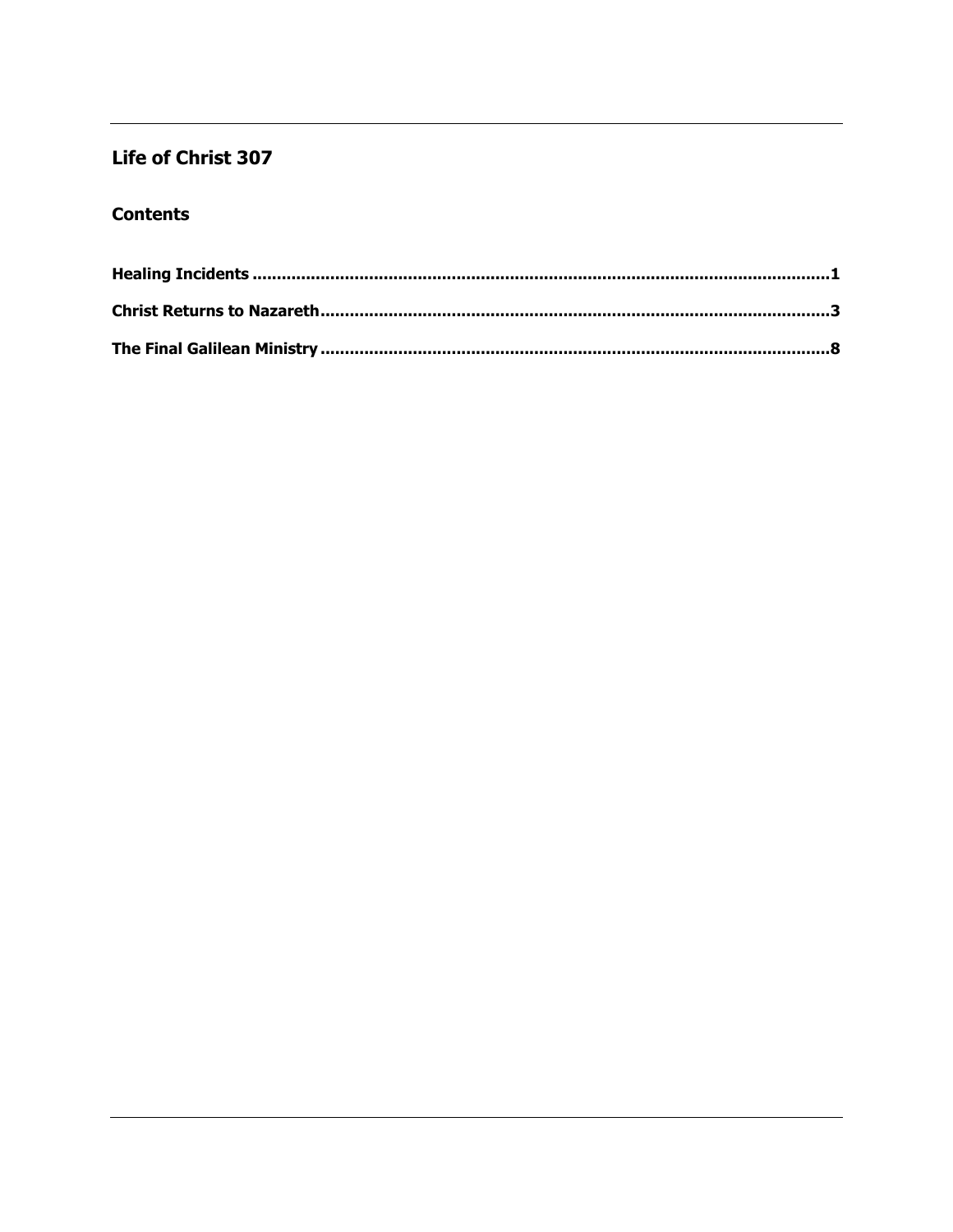## Life of Christ 307

### Contents

**Healing Incidents .......................................................................................................................1**

**Christ Returns to Nazareth.........................................................................................................3**

**The Final Galilean Ministry ........................................................................................................8**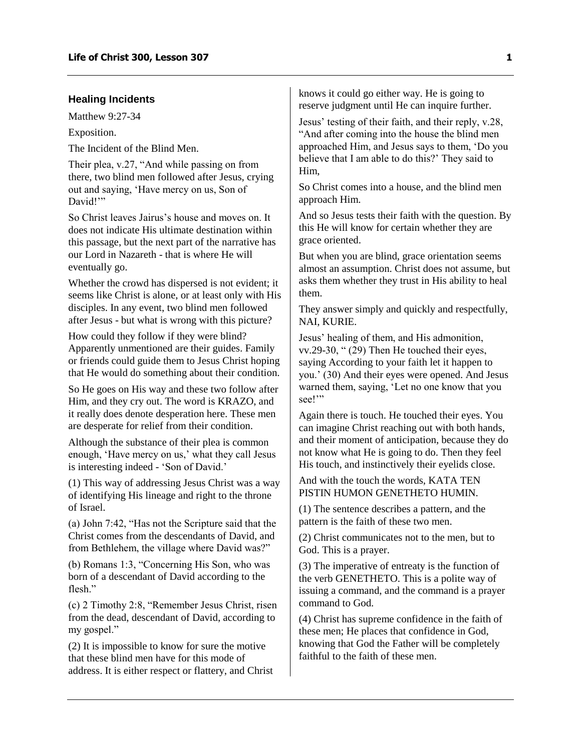### Healing Incidents

Matthew 9:27-34

Exposition.

The Incident of the Blind Men.

Their plea, v.27, "And while passing on from there, two blind men followed after Jesus, crying out and saying, 'Have mercy on us, Son of David!'"

So Christ leaves Jairus's house and moves on. It does not indicate His ultimate destination within this passage, but the next part of the narrative has our Lord in Nazareth - that is where He will eventually go.

Whether the crowd has dispersed is not evident; it seems like Christ is alone, or at least only with His disciples. In any event, two blind men followed after Jesus - but what is wrong with this picture?

How could they follow if they were blind? Apparently unmentioned are their guides. Family or friends could guide them to Jesus Christ hoping that He would do something about their condition.

So He goes on His way and these two follow after Him, and they cry out. The word is KRAZO, and it really does denote desperation here. These men are desperate for relief from their condition.

Although the substance of their plea is common enough, 'Have mercy on us,' what they call Jesus is interesting indeed - 'Son of David.'

(1) This way of addressing Jesus Christ was a way of identifying His lineage and right to the throne of Israel.

(a) John 7:42, "Has not the Scripture said that the Christ comes from the descendants of David, and from Bethlehem, the village where David was?"

(b) Romans 1:3, "Concerning His Son, who was born of a descendant of David according to the flesh."

(c) 2 Timothy 2:8, "Remember Jesus Christ, risen from the dead, descendant of David, according to my gospel."

(2) It is impossible to know for sure the motive that these blind men have for this mode of address. It is either respect or flattery, and Christ knows it could go either way. He is going to reserve judgment until He can inquire further.

Jesus' testing of their faith, and their reply, v.28, "And after coming into the house the blind men approached Him, and Jesus says to them, 'Do you believe that I am able to do this?' They said to Him,

So Christ comes into a house, and the blind men approach Him.

And so Jesus tests their faith with the question. By this He will know for certain whether they are grace oriented.

But when you are blind, grace orientation seems almost an assumption. Christ does not assume, but asks them whether they trust in His ability to heal them.

They answer simply and quickly and respectfully, NAI, KURIE.

Jesus' healing of them, and His admonition, vv.29-30, " (29) Then He touched their eyes, saying According to your faith let it happen to you.' (30) And their eyes were opened. And Jesus warned them, saying, 'Let no one know that you see!'"

Again there is touch. He touched their eyes. You can imagine Christ reaching out with both hands, and their moment of anticipation, because they do not know what He is going to do. Then they feel His touch, and instinctively their eyelids close.

And with the touch the words, KATA TEN PISTIN HUMON GENETHETO HUMIN.

(1) The sentence describes a pattern, and the pattern is the faith of these two men.

(2) Christ communicates not to the men, but to God. This is a prayer.

(3) The imperative of entreaty is the function of the verb GENETHETO. This is a polite way of issuing a command, and the command is a prayer command to God.

(4) Christ has supreme confidence in the faith of these men; He places that confidence in God, knowing that God the Father will be completely faithful to the faith of these men.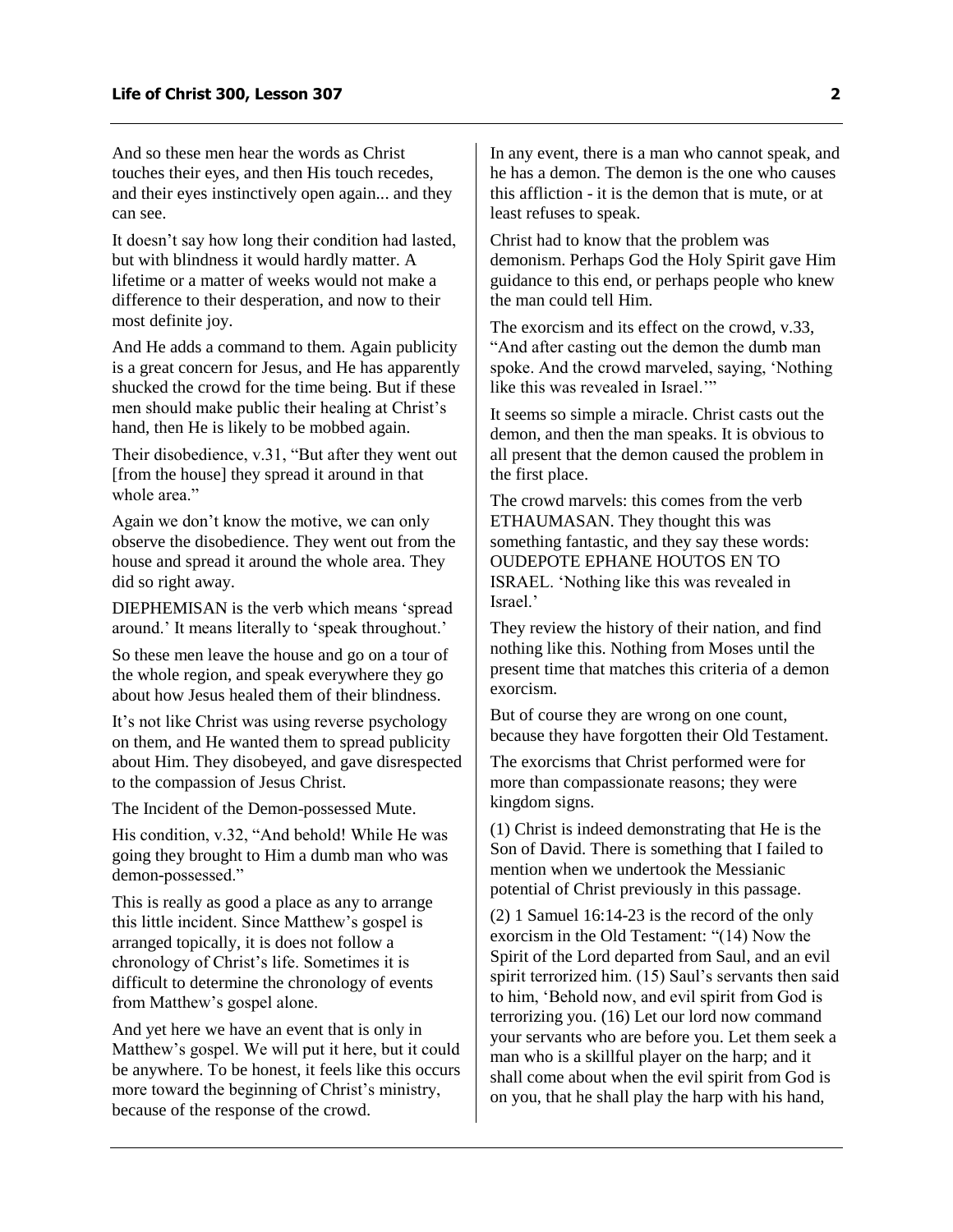And so these men hear the words as Christ touches their eyes, and then His touch recedes, and their eyes instinctively open again... and they can see.

It doesn't say how long their condition had lasted, but with blindness it would hardly matter. A lifetime or a matter of weeks would not make a difference to their desperation, and now to their most definite joy.

And He adds a command to them. Again publicity is a great concern for Jesus, and He has apparently shucked the crowd for the time being. But if these men should make public their healing at Christ's hand, then He is likely to be mobbed again.

Their disobedience, v.31, "But after they went out [from the house] they spread it around in that whole area."

Again we don't know the motive, we can only observe the disobedience. They went out from the house and spread it around the whole area. They did so right away.

DIEPHEMISAN is the verb which means 'spread around.' It means literally to 'speak throughout.'

So these men leave the house and go on a tour of the whole region, and speak everywhere they go about how Jesus healed them of their blindness.

It's not like Christ was using reverse psychology on them, and He wanted them to spread publicity about Him. They disobeyed, and gave disrespected to the compassion of Jesus Christ.

The Incident of the Demon-possessed Mute.

His condition, v.32, "And behold! While He was going they brought to Him a dumb man who was demon-possessed."

This is really as good a place as any to arrange this little incident. Since Matthew's gospel is arranged topically, it is does not follow a chronology of Christ's life. Sometimes it is difficult to determine the chronology of events from Matthew's gospel alone.

And yet here we have an event that is only in Matthew's gospel. We will put it here, but it could be anywhere. To be honest, it feels like this occurs more toward the beginning of Christ's ministry, because of the response of the crowd.

In any event, there is a man who cannot speak, and he has a demon. The demon is the one who causes this affliction - it is the demon that is mute, or at least refuses to speak.

Christ had to know that the problem was demonism. Perhaps God the Holy Spirit gave Him guidance to this end, or perhaps people who knew the man could tell Him.

The exorcism and its effect on the crowd, v.33, "And after casting out the demon the dumb man spoke. And the crowd marveled, saying, 'Nothing like this was revealed in Israel.'"

It seems so simple a miracle. Christ casts out the demon, and then the man speaks. It is obvious to all present that the demon caused the problem in the first place.

The crowd marvels: this comes from the verb ETHAUMASAN. They thought this was something fantastic, and they say these words: OUDEPOTE EPHANE HOUTOS EN TO ISRAEL. 'Nothing like this was revealed in Israel.'

They review the history of their nation, and find nothing like this. Nothing from Moses until the present time that matches this criteria of a demon exorcism.

But of course they are wrong on one count, because they have forgotten their Old Testament.

The exorcisms that Christ performed were for more than compassionate reasons; they were kingdom signs.

(1) Christ is indeed demonstrating that He is the Son of David. There is something that I failed to mention when we undertook the Messianic potential of Christ previously in this passage.

(2) 1 Samuel 16:14-23 is the record of the only exorcism in the Old Testament: "(14) Now the Spirit of the Lord departed from Saul, and an evil spirit terrorized him. (15) Saul's servants then said to him, 'Behold now, and evil spirit from God is terrorizing you. (16) Let our lord now command your servants who are before you. Let them seek a man who is a skillful player on the harp; and it shall come about when the evil spirit from God is on you, that he shall play the harp with his hand,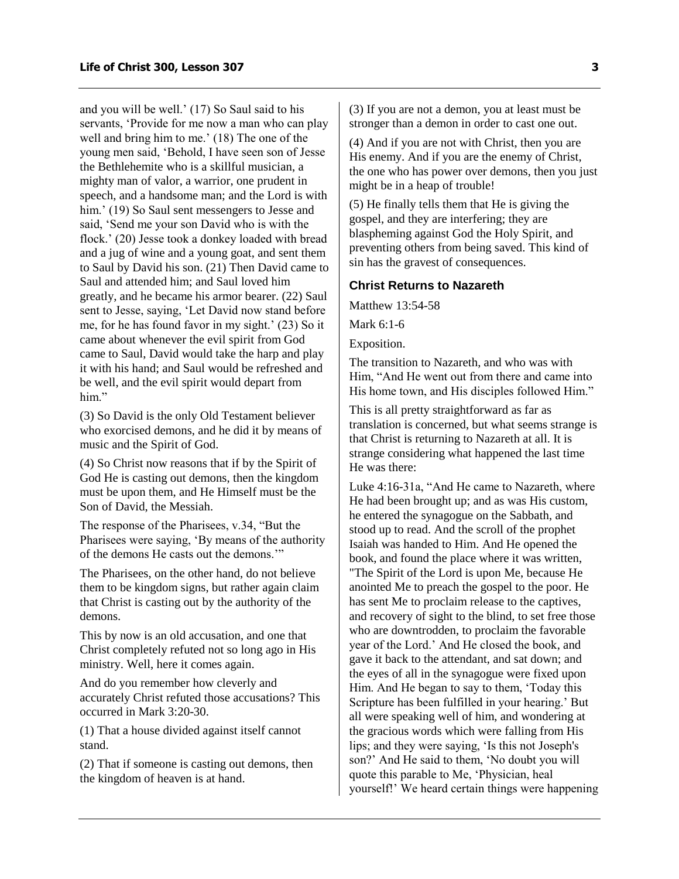and you will be well.' (17) So Saul said to his servants, 'Provide for me now a man who can play well and bring him to me.' (18) The one of the young men said, 'Behold, I have seen son of Jesse the Bethlehemite who is a skillful musician, a mighty man of valor, a warrior, one prudent in speech, and a handsome man; and the Lord is with him.' (19) So Saul sent messengers to Jesse and said, 'Send me your son David who is with the flock.' (20) Jesse took a donkey loaded with bread and a jug of wine and a young goat, and sent them to Saul by David his son. (21) Then David came to Saul and attended him; and Saul loved him greatly, and he became his armor bearer. (22) Saul sent to Jesse, saying, 'Let David now stand before me, for he has found favor in my sight.' (23) So it came about whenever the evil spirit from God came to Saul, David would take the harp and play it with his hand; and Saul would be refreshed and be well, and the evil spirit would depart from him."

(3) So David is the only Old Testament believer who exorcised demons, and he did it by means of music and the Spirit of God.

(4) So Christ now reasons that if by the Spirit of God He is casting out demons, then the kingdom must be upon them, and He Himself must be the Son of David, the Messiah.

The response of the Pharisees, v.34, "But the Pharisees were saying, 'By means of the authority of the demons He casts out the demons.'"

The Pharisees, on the other hand, do not believe them to be kingdom signs, but rather again claim that Christ is casting out by the authority of the demons.

This by now is an old accusation, and one that Christ completely refuted not so long ago in His ministry. Well, here it comes again.

And do you remember how cleverly and accurately Christ refuted those accusations? This occurred in Mark 3:20-30.

(1) That a house divided against itself cannot stand.

(2) That if someone is casting out demons, then the kingdom of heaven is at hand.

(3) If you are not a demon, you at least must be stronger than a demon in order to cast one out.

(4) And if you are not with Christ, then you are His enemy. And if you are the enemy of Christ, the one who has power over demons, then you just might be in a heap of trouble!

(5) He finally tells them that He is giving the gospel, and they are interfering; they are blaspheming against God the Holy Spirit, and preventing others from being saved. This kind of sin has the gravest of consequences.

### Christ Returns to Nazareth

Matthew 13:54-58

Mark 6:1-6

Exposition.

The transition to Nazareth, and who was with Him, "And He went out from there and came into His home town, and His disciples followed Him."

This is all pretty straightforward as far as translation is concerned, but what seems strange is that Christ is returning to Nazareth at all. It is strange considering what happened the last time He was there:

Luke 4:16-31a, "And He came to Nazareth, where He had been brought up; and as was His custom, he entered the synagogue on the Sabbath, and stood up to read. And the scroll of the prophet Isaiah was handed to Him. And He opened the book, and found the place where it was written, "The Spirit of the Lord is upon Me, because He anointed Me to preach the gospel to the poor. He has sent Me to proclaim release to the captives, and recovery of sight to the blind, to set free those who are downtrodden, to proclaim the favorable year of the Lord.' And He closed the book, and gave it back to the attendant, and sat down; and the eyes of all in the synagogue were fixed upon Him. And He began to say to them, 'Today this Scripture has been fulfilled in your hearing.' But all were speaking well of him, and wondering at the gracious words which were falling from His lips; and they were saying, 'Is this not Joseph's son?' And He said to them, 'No doubt you will quote this parable to Me, 'Physician, heal yourself!' We heard certain things were happening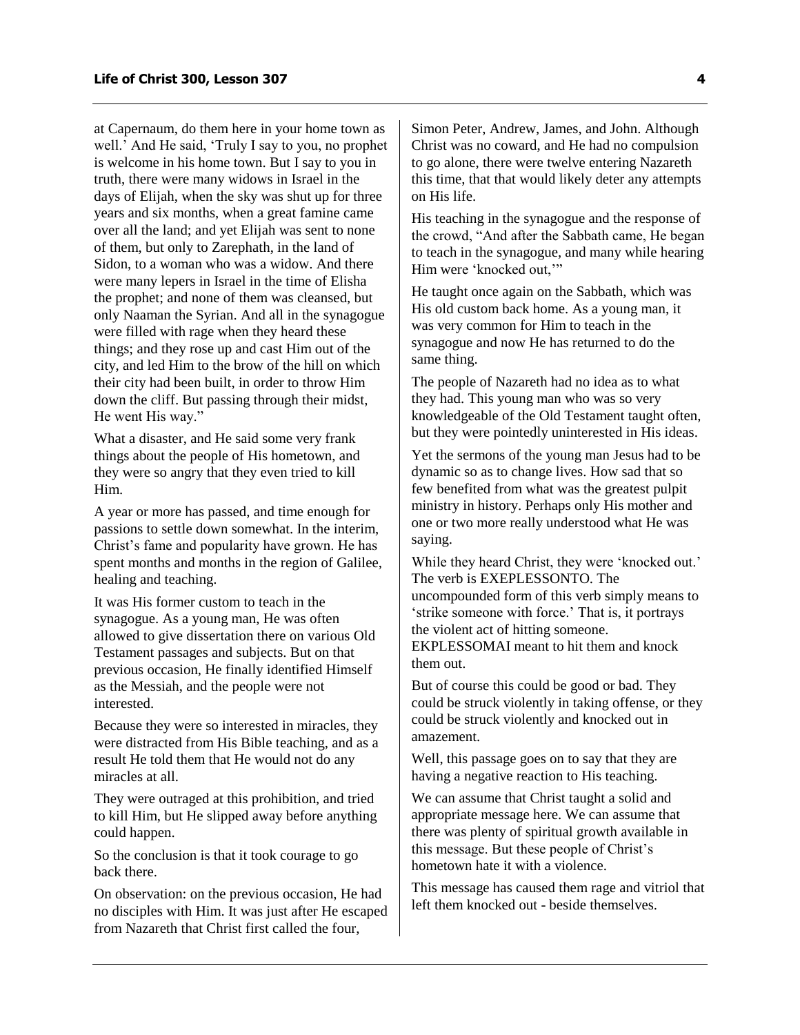at Capernaum, do them here in your home town as well.' And He said, 'Truly I say to you, no prophet is welcome in his home town. But I say to you in truth, there were many widows in Israel in the days of Elijah, when the sky was shut up for three years and six months, when a great famine came over all the land; and yet Elijah was sent to none of them, but only to Zarephath, in the land of Sidon, to a woman who was a widow. And there were many lepers in Israel in the time of Elisha the prophet; and none of them was cleansed, but only Naaman the Syrian. And all in the synagogue were filled with rage when they heard these things; and they rose up and cast Him out of the city, and led Him to the brow of the hill on which their city had been built, in order to throw Him down the cliff. But passing through their midst, He went His way."

What a disaster, and He said some very frank things about the people of His hometown, and they were so angry that they even tried to kill Him.

A year or more has passed, and time enough for passions to settle down somewhat. In the interim, Christ's fame and popularity have grown. He has spent months and months in the region of Galilee, healing and teaching.

It was His former custom to teach in the synagogue. As a young man, He was often allowed to give dissertation there on various Old Testament passages and subjects. But on that previous occasion, He finally identified Himself as the Messiah, and the people were not interested.

Because they were so interested in miracles, they were distracted from His Bible teaching, and as a result He told them that He would not do any miracles at all.

They were outraged at this prohibition, and tried to kill Him, but He slipped away before anything could happen.

So the conclusion is that it took courage to go back there.

On observation: on the previous occasion, He had no disciples with Him. It was just after He escaped from Nazareth that Christ first called the four, Simon Peter, Andrew, James, and John. Although Christ was no coward, and He had no compulsion to go alone, there were twelve entering Nazareth this time, that that would likely deter any attempts on His life.

His teaching in the synagogue and the response of the crowd, "And after the Sabbath came, He began to teach in the synagogue, and many while hearing Him were 'knocked out,'"

He taught once again on the Sabbath, which was His old custom back home. As a young man, it was very common for Him to teach in the synagogue and now He has returned to do the same thing.

The people of Nazareth had no idea as to what they had. This young man who was so very knowledgeable of the Old Testament taught often, but they were pointedly uninterested in His ideas.

Yet the sermons of the young man Jesus had to be dynamic so as to change lives. How sad that so few benefited from what was the greatest pulpit ministry in history. Perhaps only His mother and one or two more really understood what He was saying.

While they heard Christ, they were 'knocked out.' The verb is EXEPLESSONTO. The uncompounded form of this verb simply means to 'strike someone with force.' That is, it portrays the violent act of hitting someone. EKPLESSOMAI meant to hit them and knock them out.

But of course this could be good or bad. They could be struck violently in taking offense, or they could be struck violently and knocked out in amazement.

Well, this passage goes on to say that they are having a negative reaction to His teaching.

We can assume that Christ taught a solid and appropriate message here. We can assume that there was plenty of spiritual growth available in this message. But these people of Christ's hometown hate it with a violence.

This message has caused them rage and vitriol that left them knocked out - beside themselves.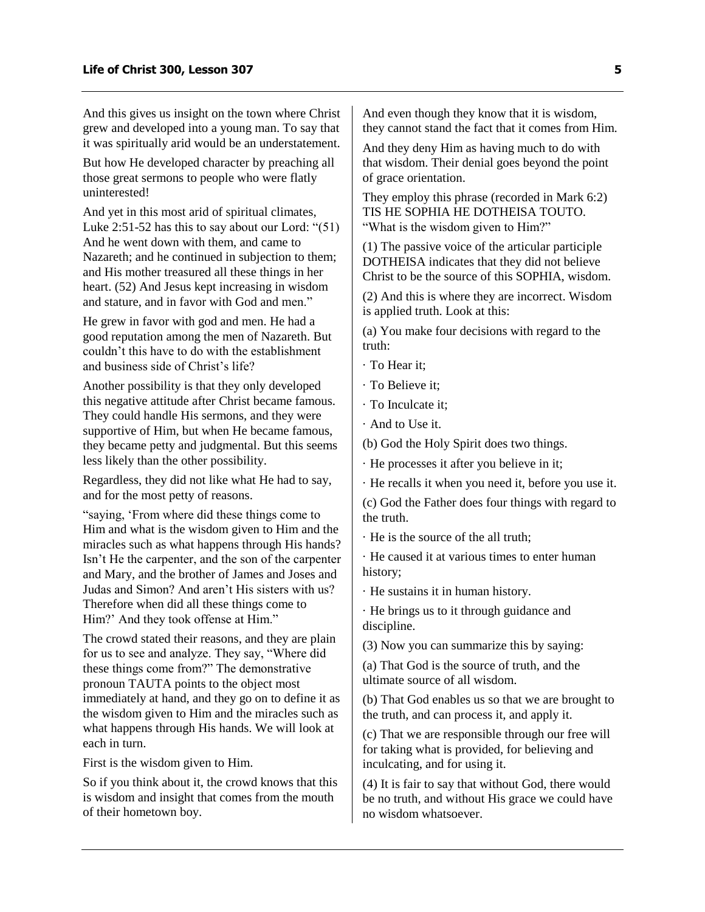And this gives us insight on the town where Christ grew and developed into a young man. To say that it was spiritually arid would be an understatement.

But how He developed character by preaching all those great sermons to people who were flatly uninterested!

And yet in this most arid of spiritual climates, Luke 2:51-52 has this to say about our Lord: "(51) And he went down with them, and came to Nazareth; and he continued in subjection to them; and His mother treasured all these things in her heart. (52) And Jesus kept increasing in wisdom and stature, and in favor with God and men."

He grew in favor with god and men. He had a good reputation among the men of Nazareth. But couldn't this have to do with the establishment and business side of Christ's life?

Another possibility is that they only developed this negative attitude after Christ became famous. They could handle His sermons, and they were supportive of Him, but when He became famous, they became petty and judgmental. But this seems less likely than the other possibility.

Regardless, they did not like what He had to say, and for the most petty of reasons.

"saying, 'From where did these things come to Him and what is the wisdom given to Him and the miracles such as what happens through His hands? Isn't He the carpenter, and the son of the carpenter and Mary, and the brother of James and Joses and Judas and Simon? And aren't His sisters with us? Therefore when did all these things come to Him?' And they took offense at Him."

The crowd stated their reasons, and they are plain for us to see and analyze. They say, "Where did these things come from?" The demonstrative pronoun TAUTA points to the object most immediately at hand, and they go on to define it as the wisdom given to Him and the miracles such as what happens through His hands. We will look at each in turn.

First is the wisdom given to Him.

So if you think about it, the crowd knows that this is wisdom and insight that comes from the mouth of their hometown boy.

And even though they know that it is wisdom, they cannot stand the fact that it comes from Him.

And they deny Him as having much to do with that wisdom. Their denial goes beyond the point of grace orientation.

They employ this phrase (recorded in Mark 6:2) TIS HE SOPHIA HE DOTHEISA TOUTO. "What is the wisdom given to Him?"

(1) The passive voice of the articular participle DOTHEISA indicates that they did not believe Christ to be the source of this SOPHIA, wisdom.

(2) And this is where they are incorrect. Wisdom is applied truth. Look at this:

(a) You make four decisions with regard to the truth:

· To Hear it;

· To Believe it;

· To Inculcate it;

· And to Use it.

(b) God the Holy Spirit does two things.

· He processes it after you believe in it;

· He recalls it when you need it, before you use it.

(c) God the Father does four things with regard to the truth.

· He is the source of the all truth;

· He caused it at various times to enter human history;

· He sustains it in human history.

· He brings us to it through guidance and discipline.

(3) Now you can summarize this by saying:

(a) That God is the source of truth, and the ultimate source of all wisdom.

(b) That God enables us so that we are brought to the truth, and can process it, and apply it.

(c) That we are responsible through our free will for taking what is provided, for believing and inculcating, and for using it.

(4) It is fair to say that without God, there would be no truth, and without His grace we could have no wisdom whatsoever.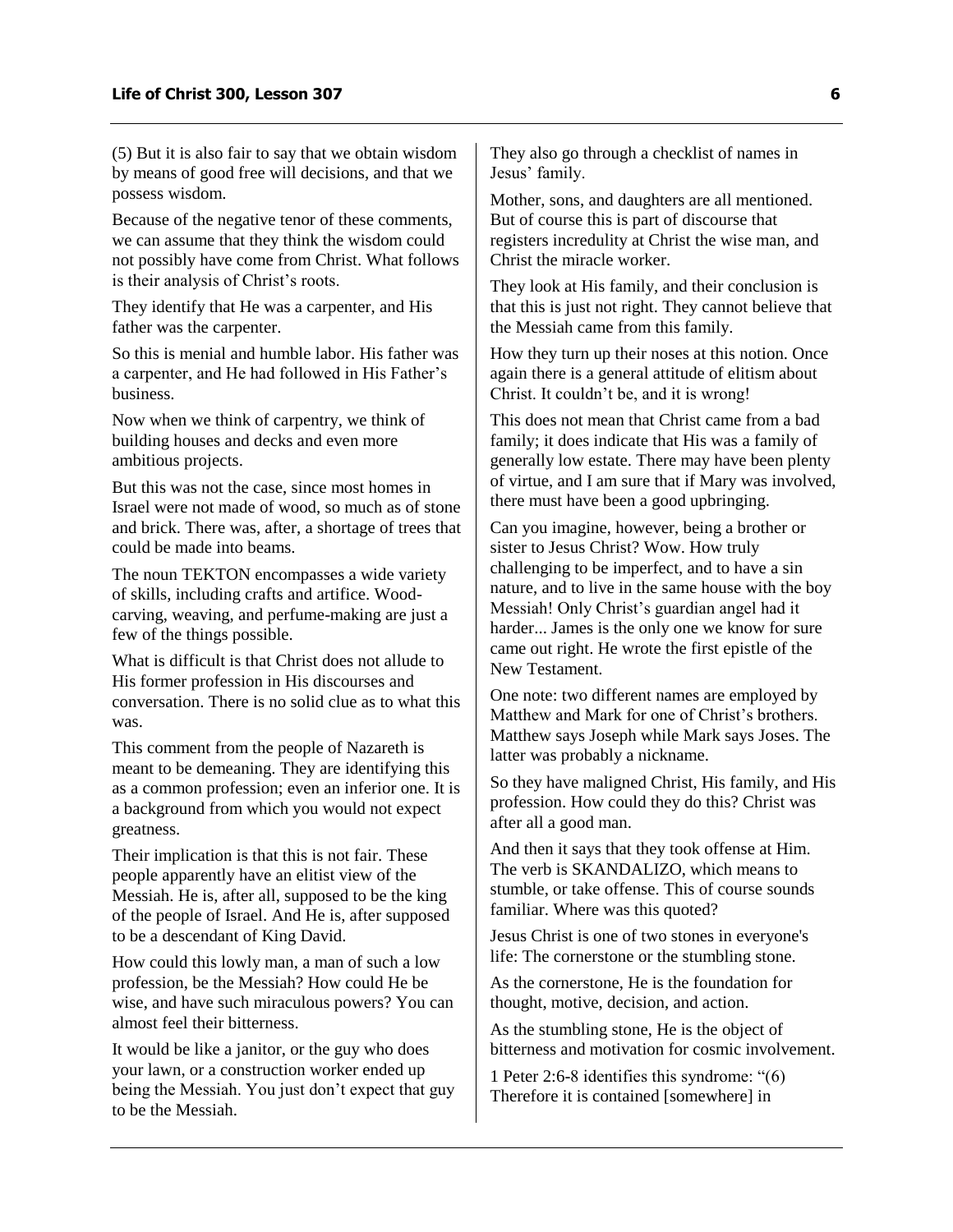(5) But it is also fair to say that we obtain wisdom by means of good free will decisions, and that we possess wisdom.

Because of the negative tenor of these comments, we can assume that they think the wisdom could not possibly have come from Christ. What follows is their analysis of Christ's roots.

They identify that He was a carpenter, and His father was the carpenter.

So this is menial and humble labor. His father was a carpenter, and He had followed in His Father's business.

Now when we think of carpentry, we think of building houses and decks and even more ambitious projects.

But this was not the case, since most homes in Israel were not made of wood, so much as of stone and brick. There was, after, a shortage of trees that could be made into beams.

The noun TEKTON encompasses a wide variety of skills, including crafts and artifice. Wood-carving, weaving, and perfume-making are just a few of the things possible.

What is difficult is that Christ does not allude to His former profession in His discourses and conversation. There is no solid clue as to what this was.

This comment from the people of Nazareth is meant to be demeaning. They are identifying this as a common profession; even an inferior one. It is a background from which you would not expect greatness.

Their implication is that this is not fair. These people apparently have an elitist view of the Messiah. He is, after all, supposed to be the king of the people of Israel. And He is, after supposed to be a descendant of King David.

How could this lowly man, a man of such a low profession, be the Messiah? How could He be wise, and have such miraculous powers? You can almost feel their bitterness.

It would be like a janitor, or the guy who does your lawn, or a construction worker ended up being the Messiah. You just don't expect that guy to be the Messiah.

They also go through a checklist of names in Jesus' family.

Mother, sons, and daughters are all mentioned. But of course this is part of discourse that registers incredulity at Christ the wise man, and Christ the miracle worker.

They look at His family, and their conclusion is that this is just not right. They cannot believe that the Messiah came from this family.

How they turn up their noses at this notion. Once again there is a general attitude of elitism about Christ. It couldn't be, and it is wrong!

This does not mean that Christ came from a bad family; it does indicate that His was a family of generally low estate. There may have been plenty of virtue, and I am sure that if Mary was involved, there must have been a good upbringing.

Can you imagine, however, being a brother or sister to Jesus Christ? Wow. How truly challenging to be imperfect, and to have a sin nature, and to live in the same house with the boy Messiah! Only Christ's guardian angel had it harder... James is the only one we know for sure came out right. He wrote the first epistle of the New Testament.

One note: two different names are employed by Matthew and Mark for one of Christ's brothers. Matthew says Joseph while Mark says Joses. The latter was probably a nickname.

So they have maligned Christ, His family, and His profession. How could they do this? Christ was after all a good man.

And then it says that they took offense at Him. The verb is SKANDALIZO, which means to stumble, or take offense. This of course sounds familiar. Where was this quoted?

Jesus Christ is one of two stones in everyone's life: The cornerstone or the stumbling stone.

As the cornerstone, He is the foundation for thought, motive, decision, and action.

As the stumbling stone, He is the object of bitterness and motivation for cosmic involvement.

1 Peter 2:6-8 identifies this syndrome: "(6) Therefore it is contained [somewhere] in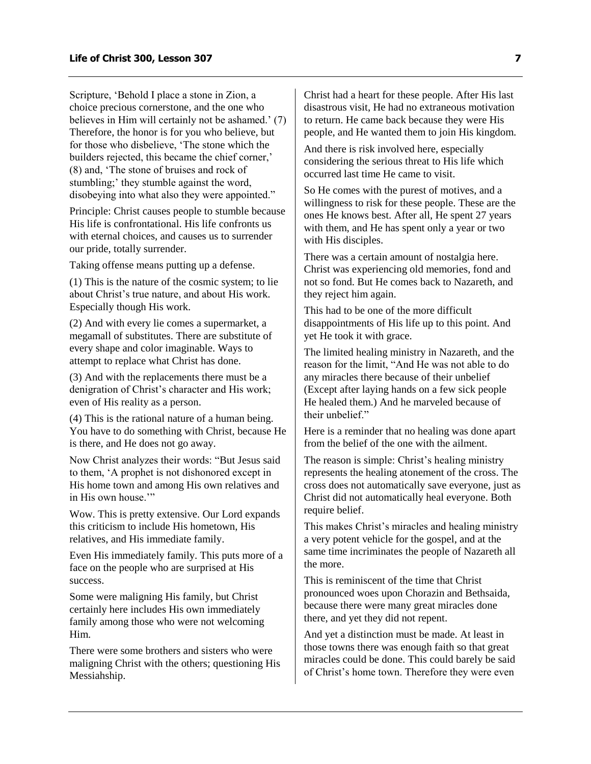Scripture, 'Behold I place a stone in Zion, a choice precious cornerstone, and the one who believes in Him will certainly not be ashamed.' (7) Therefore, the honor is for you who believe, but for those who disbelieve, 'The stone which the builders rejected, this became the chief corner,' (8) and, 'The stone of bruises and rock of stumbling;' they stumble against the word, disobeying into what also they were appointed."

Principle: Christ causes people to stumble because His life is confrontational. His life confronts us with eternal choices, and causes us to surrender our pride, totally surrender.

Taking offense means putting up a defense.

(1) This is the nature of the cosmic system; to lie about Christ's true nature, and about His work. Especially though His work.

(2) And with every lie comes a supermarket, a megamall of substitutes. There are substitute of every shape and color imaginable. Ways to attempt to replace what Christ has done.

(3) And with the replacements there must be a denigration of Christ's character and His work; even of His reality as a person.

(4) This is the rational nature of a human being. You have to do something with Christ, because He is there, and He does not go away.

Now Christ analyzes their words: "But Jesus said to them, 'A prophet is not dishonored except in His home town and among His own relatives and in His own house.'"

Wow. This is pretty extensive. Our Lord expands this criticism to include His hometown, His relatives, and His immediate family.

Even His immediately family. This puts more of a face on the people who are surprised at His success.

Some were maligning His family, but Christ certainly here includes His own immediately family among those who were not welcoming Him.

There were some brothers and sisters who were maligning Christ with the others; questioning His Messiahship.

Christ had a heart for these people. After His last disastrous visit, He had no extraneous motivation to return. He came back because they were His people, and He wanted them to join His kingdom.

And there is risk involved here, especially considering the serious threat to His life which occurred last time He came to visit.

So He comes with the purest of motives, and a willingness to risk for these people. These are the ones He knows best. After all, He spent 27 years with them, and He has spent only a year or two with His disciples.

There was a certain amount of nostalgia here. Christ was experiencing old memories, fond and not so fond. But He comes back to Nazareth, and they reject him again.

This had to be one of the more difficult disappointments of His life up to this point. And yet He took it with grace.

The limited healing ministry in Nazareth, and the reason for the limit, "And He was not able to do any miracles there because of their unbelief (Except after laying hands on a few sick people He healed them.) And he marveled because of their unbelief."

Here is a reminder that no healing was done apart from the belief of the one with the ailment.

The reason is simple: Christ's healing ministry represents the healing atonement of the cross. The cross does not automatically save everyone, just as Christ did not automatically heal everyone. Both require belief.

This makes Christ's miracles and healing ministry a very potent vehicle for the gospel, and at the same time incriminates the people of Nazareth all the more.

This is reminiscent of the time that Christ pronounced woes upon Chorazin and Bethsaida, because there were many great miracles done there, and yet they did not repent.

And yet a distinction must be made. At least in those towns there was enough faith so that great miracles could be done. This could barely be said of Christ's home town. Therefore they were even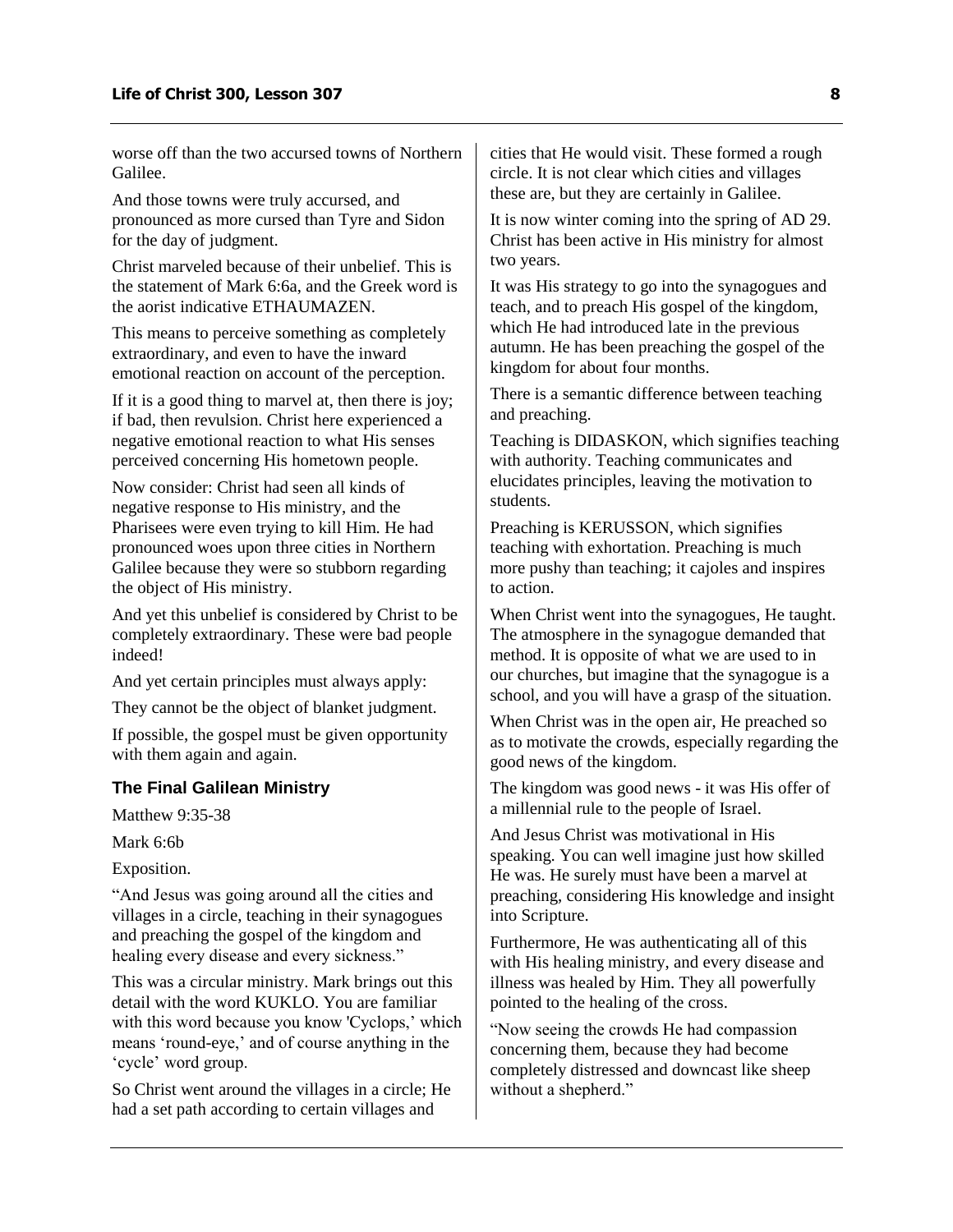worse off than the two accursed towns of Northern Galilee.

And those towns were truly accursed, and pronounced as more cursed than Tyre and Sidon for the day of judgment.

Christ marveled because of their unbelief. This is the statement of Mark 6:6a, and the Greek word is the aorist indicative ETHAUMAZEN.

This means to perceive something as completely extraordinary, and even to have the inward emotional reaction on account of the perception.

If it is a good thing to marvel at, then there is joy; if bad, then revulsion. Christ here experienced a negative emotional reaction to what His senses perceived concerning His hometown people.

Now consider: Christ had seen all kinds of negative response to His ministry, and the Pharisees were even trying to kill Him. He had pronounced woes upon three cities in Northern Galilee because they were so stubborn regarding the object of His ministry.

And yet this unbelief is considered by Christ to be completely extraordinary. These were bad people indeed!

And yet certain principles must always apply:

They cannot be the object of blanket judgment.

If possible, the gospel must be given opportunity with them again and again.

### The Final Galilean Ministry

Matthew 9:35-38

Mark 6:6b

Exposition.

"And Jesus was going around all the cities and villages in a circle, teaching in their synagogues and preaching the gospel of the kingdom and healing every disease and every sickness."

This was a circular ministry. Mark brings out this detail with the word KUKLO. You are familiar with this word because you know 'Cyclops,' which means 'round-eye,' and of course anything in the 'cycle' word group.

So Christ went around the villages in a circle; He had a set path according to certain villages and cities that He would visit. These formed a rough circle. It is not clear which cities and villages these are, but they are certainly in Galilee.

It is now winter coming into the spring of AD 29. Christ has been active in His ministry for almost two years.

It was His strategy to go into the synagogues and teach, and to preach His gospel of the kingdom, which He had introduced late in the previous autumn. He has been preaching the gospel of the kingdom for about four months.

There is a semantic difference between teaching and preaching.

Teaching is DIDASKON, which signifies teaching with authority. Teaching communicates and elucidates principles, leaving the motivation to students.

Preaching is KERUSSON, which signifies teaching with exhortation. Preaching is much more pushy than teaching; it cajoles and inspires to action.

When Christ went into the synagogues, He taught. The atmosphere in the synagogue demanded that method. It is opposite of what we are used to in our churches, but imagine that the synagogue is a school, and you will have a grasp of the situation.

When Christ was in the open air, He preached so as to motivate the crowds, especially regarding the good news of the kingdom.

The kingdom was good news - it was His offer of a millennial rule to the people of Israel.

And Jesus Christ was motivational in His speaking. You can well imagine just how skilled He was. He surely must have been a marvel at preaching, considering His knowledge and insight into Scripture.

Furthermore, He was authenticating all of this with His healing ministry, and every disease and illness was healed by Him. They all powerfully pointed to the healing of the cross.

"Now seeing the crowds He had compassion concerning them, because they had become completely distressed and downcast like sheep without a shepherd."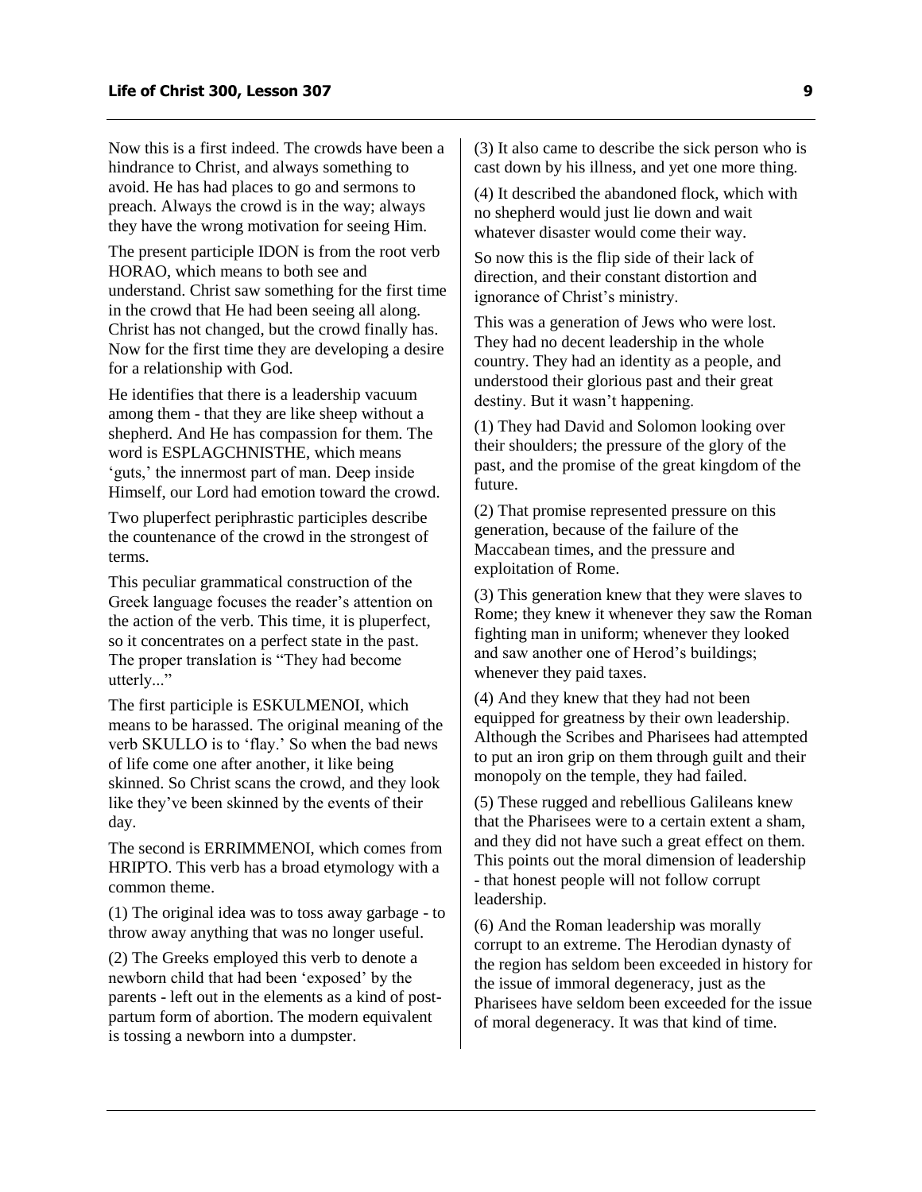Now this is a first indeed. The crowds have been a hindrance to Christ, and always something to avoid. He has had places to go and sermons to preach. Always the crowd is in the way; always they have the wrong motivation for seeing Him.

The present participle IDON is from the root verb HORAO, which means to both see and understand. Christ saw something for the first time in the crowd that He had been seeing all along. Christ has not changed, but the crowd finally has. Now for the first time they are developing a desire for a relationship with God.

He identifies that there is a leadership vacuum among them - that they are like sheep without a shepherd. And He has compassion for them. The word is ESPLAGCHNISTHE, which means 'guts,' the innermost part of man. Deep inside Himself, our Lord had emotion toward the crowd.

Two pluperfect periphrastic participles describe the countenance of the crowd in the strongest of terms.

This peculiar grammatical construction of the Greek language focuses the reader's attention on the action of the verb. This time, it is pluperfect, so it concentrates on a perfect state in the past. The proper translation is "They had become utterly..."

The first participle is ESKULMENOI, which means to be harassed. The original meaning of the verb SKULLO is to 'flay.' So when the bad news of life come one after another, it like being skinned. So Christ scans the crowd, and they look like they've been skinned by the events of their day.

The second is ERRIMMENOI, which comes from HRIPTO. This verb has a broad etymology with a common theme.

(1) The original idea was to toss away garbage - to throw away anything that was no longer useful.

(2) The Greeks employed this verb to denote a newborn child that had been 'exposed' by the parents - left out in the elements as a kind of post-partum form of abortion. The modern equivalent is tossing a newborn into a dumpster.

(3) It also came to describe the sick person who is cast down by his illness, and yet one more thing.

(4) It described the abandoned flock, which with no shepherd would just lie down and wait whatever disaster would come their way.

So now this is the flip side of their lack of direction, and their constant distortion and ignorance of Christ's ministry.

This was a generation of Jews who were lost. They had no decent leadership in the whole country. They had an identity as a people, and understood their glorious past and their great destiny. But it wasn't happening.

(1) They had David and Solomon looking over their shoulders; the pressure of the glory of the past, and the promise of the great kingdom of the future.

(2) That promise represented pressure on this generation, because of the failure of the Maccabean times, and the pressure and exploitation of Rome.

(3) This generation knew that they were slaves to Rome; they knew it whenever they saw the Roman fighting man in uniform; whenever they looked and saw another one of Herod's buildings; whenever they paid taxes.

(4) And they knew that they had not been equipped for greatness by their own leadership. Although the Scribes and Pharisees had attempted to put an iron grip on them through guilt and their monopoly on the temple, they had failed.

(5) These rugged and rebellious Galileans knew that the Pharisees were to a certain extent a sham, and they did not have such a great effect on them. This points out the moral dimension of leadership - that honest people will not follow corrupt leadership.

(6) And the Roman leadership was morally corrupt to an extreme. The Herodian dynasty of the region has seldom been exceeded in history for the issue of immoral degeneracy, just as the Pharisees have seldom been exceeded for the issue of moral degeneracy. It was that kind of time.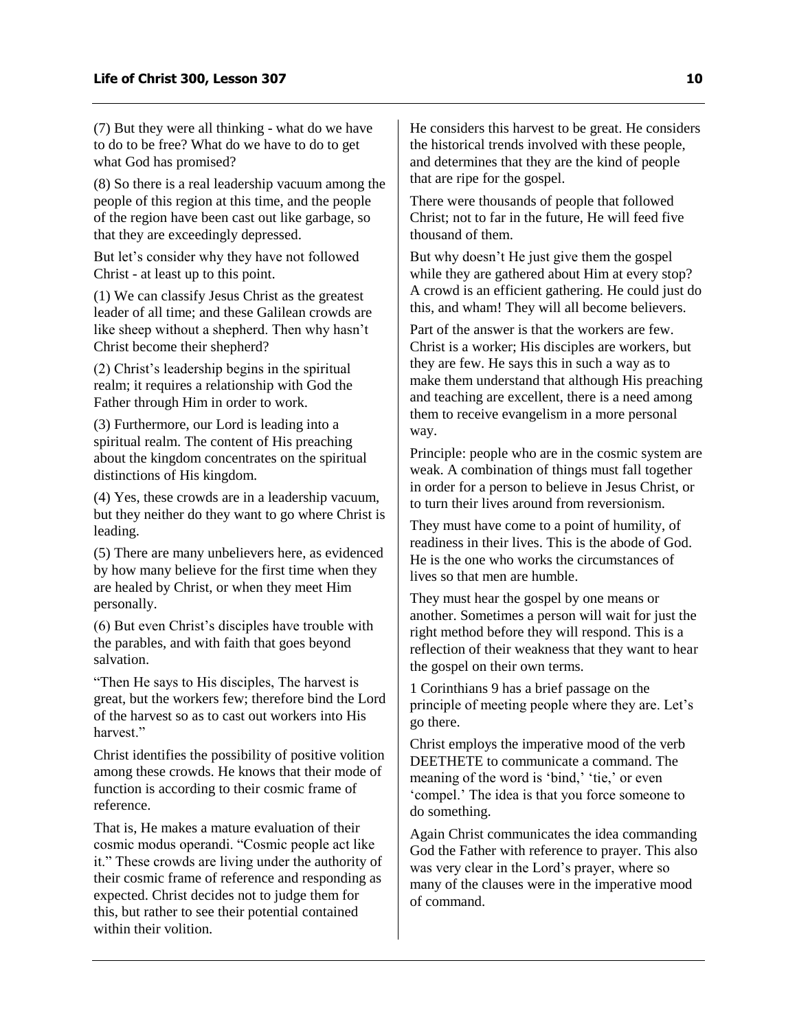(7) But they were all thinking - what do we have to do to be free? What do we have to do to get what God has promised?

(8) So there is a real leadership vacuum among the people of this region at this time, and the people of the region have been cast out like garbage, so that they are exceedingly depressed.

But let's consider why they have not followed Christ - at least up to this point.

(1) We can classify Jesus Christ as the greatest leader of all time; and these Galilean crowds are like sheep without a shepherd. Then why hasn't Christ become their shepherd?

(2) Christ's leadership begins in the spiritual realm; it requires a relationship with God the Father through Him in order to work.

(3) Furthermore, our Lord is leading into a spiritual realm. The content of His preaching about the kingdom concentrates on the spiritual distinctions of His kingdom.

(4) Yes, these crowds are in a leadership vacuum, but they neither do they want to go where Christ is leading.

(5) There are many unbelievers here, as evidenced by how many believe for the first time when they are healed by Christ, or when they meet Him personally.

(6) But even Christ's disciples have trouble with the parables, and with faith that goes beyond salvation.

"Then He says to His disciples, The harvest is great, but the workers few; therefore bind the Lord of the harvest so as to cast out workers into His harvest."

Christ identifies the possibility of positive volition among these crowds. He knows that their mode of function is according to their cosmic frame of reference.

That is, He makes a mature evaluation of their cosmic modus operandi. "Cosmic people act like it." These crowds are living under the authority of their cosmic frame of reference and responding as expected. Christ decides not to judge them for this, but rather to see their potential contained within their volition.

He considers this harvest to be great. He considers the historical trends involved with these people, and determines that they are the kind of people that are ripe for the gospel.

There were thousands of people that followed Christ; not to far in the future, He will feed five thousand of them.

But why doesn't He just give them the gospel while they are gathered about Him at every stop? A crowd is an efficient gathering. He could just do this, and wham! They will all become believers.

Part of the answer is that the workers are few. Christ is a worker; His disciples are workers, but they are few. He says this in such a way as to make them understand that although His preaching and teaching are excellent, there is a need among them to receive evangelism in a more personal way.

Principle: people who are in the cosmic system are weak. A combination of things must fall together in order for a person to believe in Jesus Christ, or to turn their lives around from reversionism.

They must have come to a point of humility, of readiness in their lives. This is the abode of God. He is the one who works the circumstances of lives so that men are humble.

They must hear the gospel by one means or another. Sometimes a person will wait for just the right method before they will respond. This is a reflection of their weakness that they want to hear the gospel on their own terms.

1 Corinthians 9 has a brief passage on the principle of meeting people where they are. Let's go there.

Christ employs the imperative mood of the verb DEETHETE to communicate a command. The meaning of the word is 'bind,' 'tie,' or even 'compel.' The idea is that you force someone to do something.

Again Christ communicates the idea commanding God the Father with reference to prayer. This also was very clear in the Lord's prayer, where so many of the clauses were in the imperative mood of command.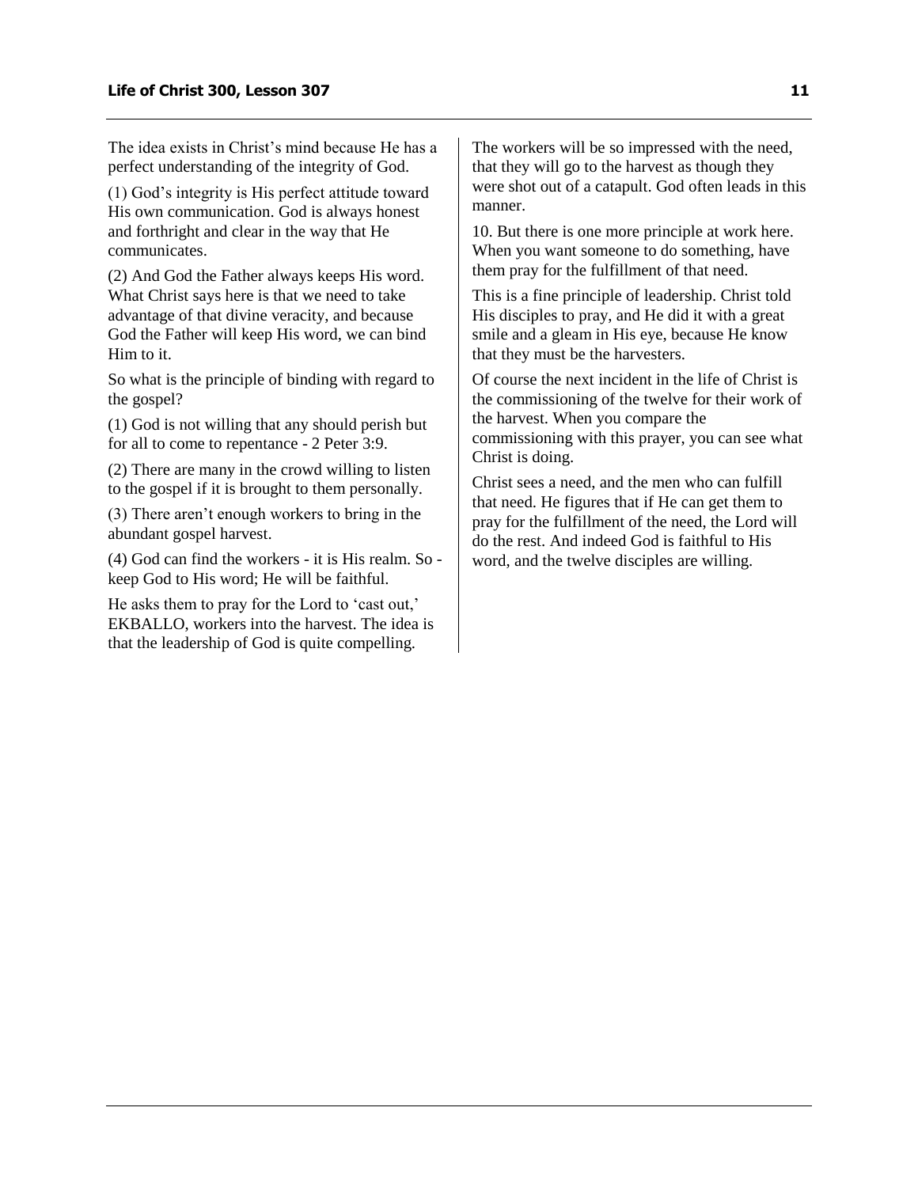The idea exists in Christ's mind because He has a perfect understanding of the integrity of God.

(1) God's integrity is His perfect attitude toward His own communication. God is always honest and forthright and clear in the way that He communicates.

(2) And God the Father always keeps His word. What Christ says here is that we need to take advantage of that divine veracity, and because God the Father will keep His word, we can bind Him to it.

So what is the principle of binding with regard to the gospel?

(1) God is not willing that any should perish but for all to come to repentance - 2 Peter 3:9.

(2) There are many in the crowd willing to listen to the gospel if it is brought to them personally.

(3) There aren't enough workers to bring in the abundant gospel harvest.

(4) God can find the workers - it is His realm. So - keep God to His word; He will be faithful.

He asks them to pray for the Lord to 'cast out,' EKBALLO, workers into the harvest. The idea is that the leadership of God is quite compelling. The workers will be so impressed with the need, that they will go to the harvest as though they were shot out of a catapult. God often leads in this manner.

10. But there is one more principle at work here. When you want someone to do something, have them pray for the fulfillment of that need.

This is a fine principle of leadership. Christ told His disciples to pray, and He did it with a great smile and a gleam in His eye, because He know that they must be the harvesters.

Of course the next incident in the life of Christ is the commissioning of the twelve for their work of the harvest. When you compare the commissioning with this prayer, you can see what Christ is doing.

Christ sees a need, and the men who can fulfill that need. He figures that if He can get them to pray for the fulfillment of the need, the Lord will do the rest. And indeed God is faithful to His word, and the twelve disciples are willing.